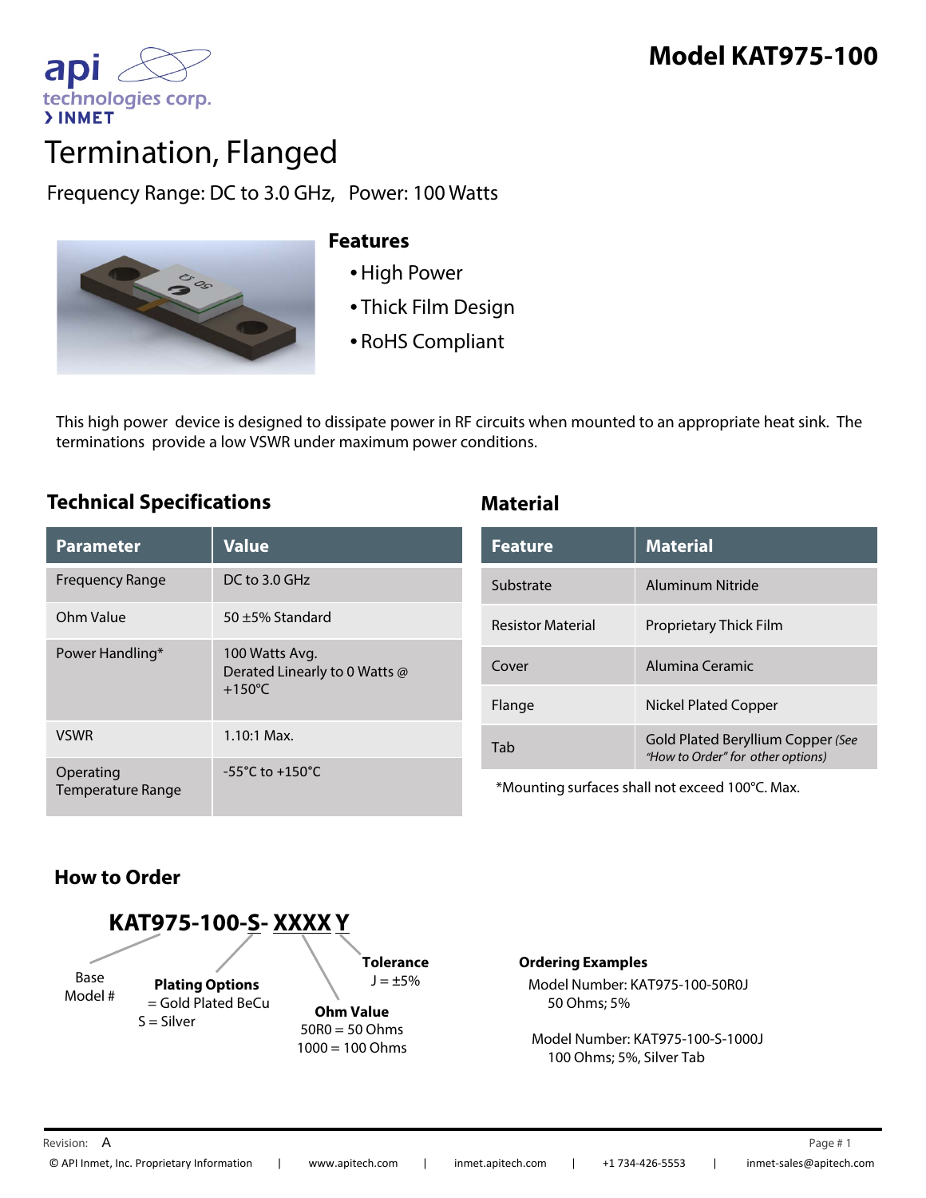api technologies corp.
› INMET

# Model KAT975-100

# Termination, Flanged

Frequency Range: DC to 3.0 GHz, Power: 100 Watts

## Features

- High Power
- Thick Film Design
- RoHS Compliant

This high power device is designed to dissipate power in RF circuits when mounted to an appropriate heat sink. The terminations provide a low VSWR under maximum power conditions.

## Technical Specifications

| Parameter | Value |
|---|---|
| Frequency Range | DC to 3.0 GHz |
| Ohm Value | 50 ±5% Standard |
| Power Handling* | 100 Watts Avg. Derated Linearly to 0 Watts @ +150°C |
| VSWR | 1.10:1 Max. |
| Operating Temperature Range | -55°C to +150°C |

## Material

| Feature | Material |
|---|---|
| Substrate | Aluminum Nitride |
| Resistor Material | Proprietary Thick Film |
| Cover | Alumina Ceramic |
| Flange | Nickel Plated Copper |
| Tab | Gold Plated Beryllium Copper *(See "How to Order" for other options)* |

*Mounting surfaces shall not exceed 100°C. Max.

## How to Order

**KAT975-100-S- XXXX Y**

- **Base Model #**
- **Plating Options**
  - = Gold Plated BeCu
  - S = Silver
- **Ohm Value**
  - 50R0 = 50 Ohms
  - 1000 = 100 Ohms
- **Tolerance**
  - J = ±5%

**Ordering Examples**

Model Number: KAT975-100-50R0J
50 Ohms; 5%

Model Number: KAT975-100-S-1000J
100 Ohms; 5%, Silver Tab

Revision: A

© API Inmet, Inc. Proprietary Information | www.apitech.com | inmet.apitech.com | +1 734-426-5553 | inmet-sales@apitech.com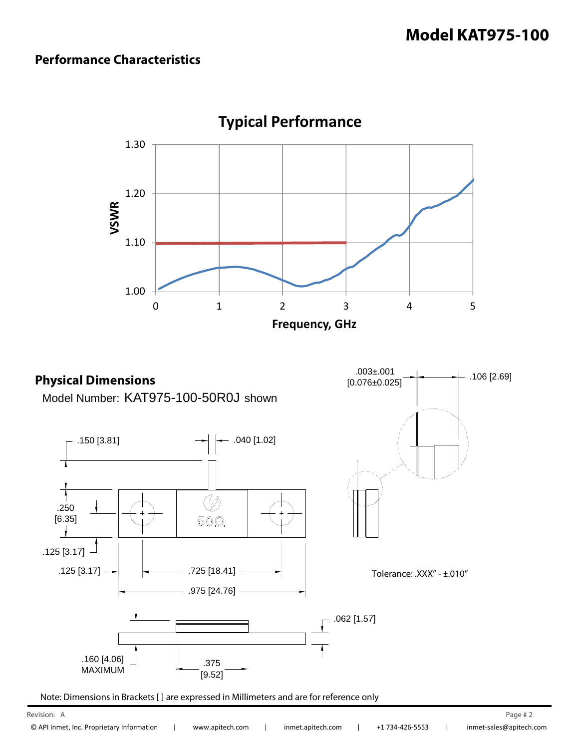# Model KAT975-100

## Performance Characteristics

**Typical Performance**

VSWR

1.30
1.20
1.10
1.00

0 1 2 3 4 5

Frequency, GHz

## Physical Dimensions

Model Number: KAT975-100-50R0J shown

.003±.001
[0.076±0.025]

.106 [2.69]

.150 [3.81]

.040 [1.02]

.250
[6.35]

.125 [3.17]

.125 [3.17]

.725 [18.41]

.975 [24.76]

50Ω

Tolerance: .XXX" - ±.010"

.062 [1.57]

.160 [4.06]
MAXIMUM

.375
[9.52]

Note: Dimensions in Brackets [ ] are expressed in Millimeters and are for reference only

Revision: A

© API Inmet, Inc. Proprietary Information | www.apitech.com | inmet.apitech.com | +1 734-426-5553 | inmet-sales@apitech.com